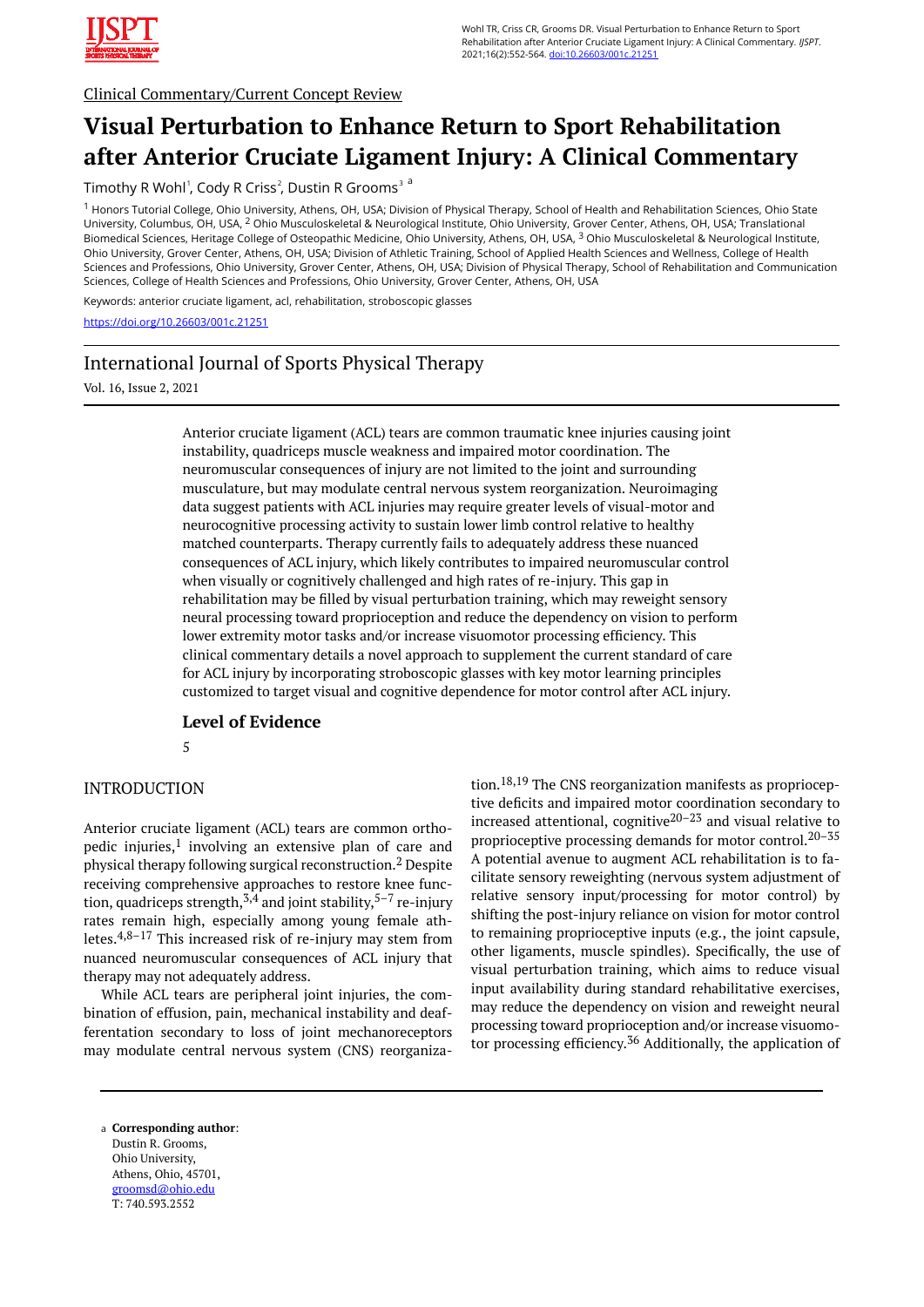Clinical Commentary/Current Concept Review

# Visual Perturbation to Enhance Return to Sport Rehabilitation after Anterior Cruciate Ligament Injury: A Clinical Commentary

Timothy R Wohl[1], Cody R Criss[2], Dustin R Grooms[3] [a]

[1] Honors Tutorial College, Ohio University, Athens, OH, USA; Division of Physical Therapy, School of Health and Rehabilitation Sciences, Ohio State University, Columbus, OH, USA, [2] Ohio Musculoskeletal & Neurological Institute, Ohio University, Grover Center, Athens, OH, USA; Translational Biomedical Sciences, Heritage College of Osteopathic Medicine, Ohio University, Athens, OH, USA, [3] Ohio Musculoskeletal & Neurological Institute, Ohio University, Grover Center, Athens, OH, USA; Division of Athletic Training, School of Applied Health Sciences and Wellness, College of Health Sciences and Professions, Ohio University, Grover Center, Athens, OH, USA; Division of Physical Therapy, School of Rehabilitation and Communication Sciences, College of Health Sciences and Professions, Ohio University, Grover Center, Athens, OH, USA

Keywords: anterior cruciate ligament, acl, rehabilitation, stroboscopic glasses

https://doi.org/10.26603/001c.21251

International Journal of Sports Physical Therapy

Vol. 16, Issue 2, 2021

Anterior cruciate ligament (ACL) tears are common traumatic knee injuries causing joint instability, quadriceps muscle weakness and impaired motor coordination. The neuromuscular consequences of injury are not limited to the joint and surrounding musculature, but may modulate central nervous system reorganization. Neuroimaging data suggest patients with ACL injuries may require greater levels of visual-motor and neurocognitive processing activity to sustain lower limb control relative to healthy matched counterparts. Therapy currently fails to adequately address these nuanced consequences of ACL injury, which likely contributes to impaired neuromuscular control when visually or cognitively challenged and high rates of re-injury. This gap in rehabilitation may be filled by visual perturbation training, which may reweight sensory neural processing toward proprioception and reduce the dependency on vision to perform lower extremity motor tasks and/or increase visuomotor processing efficiency. This clinical commentary details a novel approach to supplement the current standard of care for ACL injury by incorporating stroboscopic glasses with key motor learning principles customized to target visual and cognitive dependence for motor control after ACL injury.

### Level of Evidence

5

## INTRODUCTION

Anterior cruciate ligament (ACL) tears are common orthopedic injuries,[1] involving an extensive plan of care and physical therapy following surgical reconstruction.[2] Despite receiving comprehensive approaches to restore knee function, quadriceps strength,[3,4] and joint stability,[5–7] re-injury rates remain high, especially among young female athletes.[4,8–17] This increased risk of re-injury may stem from nuanced neuromuscular consequences of ACL injury that therapy may not adequately address.

While ACL tears are peripheral joint injuries, the combination of effusion, pain, mechanical instability and deafferentation secondary to loss of joint mechanoreceptors may modulate central nervous system (CNS) reorganization.[18,19] The CNS reorganization manifests as proprioceptive deficits and impaired motor coordination secondary to increased attentional, cognitive[20–23] and visual relative to proprioceptive processing demands for motor control.[20–35] A potential avenue to augment ACL rehabilitation is to facilitate sensory reweighting (nervous system adjustment of relative sensory input/processing for motor control) by shifting the post-injury reliance on vision for motor control to remaining proprioceptive inputs (e.g., the joint capsule, other ligaments, muscle spindles). Specifically, the use of visual perturbation training, which aims to reduce visual input availability during standard rehabilitative exercises, may reduce the dependency on vision and reweight neural processing toward proprioception and/or increase visuomotor processing efficiency.[36] Additionally, the application of

[a] **Corresponding author**:
Dustin R. Grooms,
Ohio University,
Athens, Ohio, 45701,
groomsd@ohio.edu
T: 740.593.2552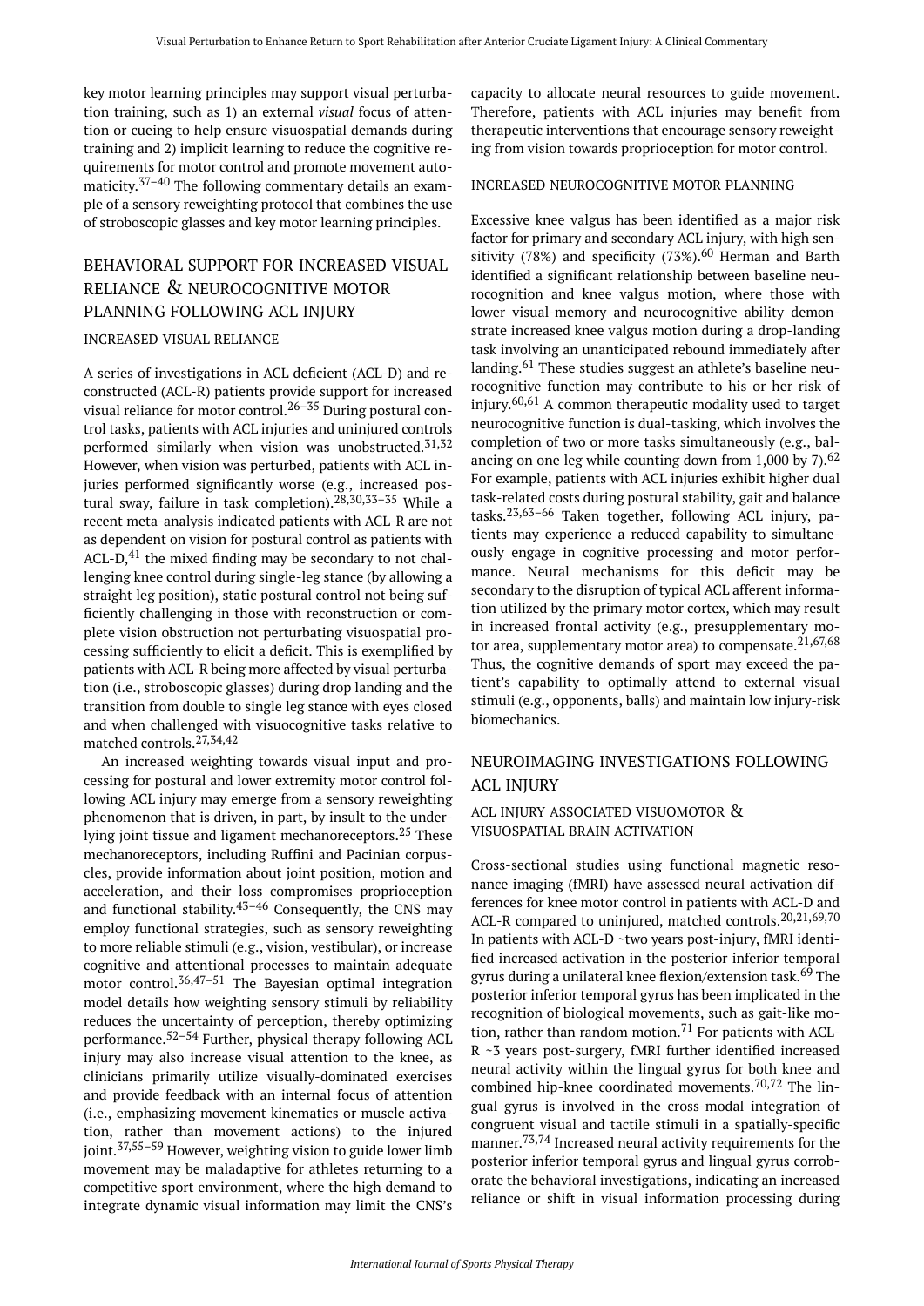key motor learning principles may support visual perturbation training, such as 1) an external *visual* focus of attention or cueing to help ensure visuospatial demands during training and 2) implicit learning to reduce the cognitive requirements for motor control and promote movement automaticity.[37–40] The following commentary details an example of a sensory reweighting protocol that combines the use of stroboscopic glasses and key motor learning principles.

## BEHAVIORAL SUPPORT FOR INCREASED VISUAL RELIANCE & NEUROCOGNITIVE MOTOR PLANNING FOLLOWING ACL INJURY

### INCREASED VISUAL RELIANCE

A series of investigations in ACL deficient (ACL-D) and reconstructed (ACL-R) patients provide support for increased visual reliance for motor control.[26–35] During postural control tasks, patients with ACL injuries and uninjured controls performed similarly when vision was unobstructed.[31,32] However, when vision was perturbed, patients with ACL injuries performed significantly worse (e.g., increased postural sway, failure in task completion).[28,30,33–35] While a recent meta-analysis indicated patients with ACL-R are not as dependent on vision for postural control as patients with ACL-D,[41] the mixed finding may be secondary to not challenging knee control during single-leg stance (by allowing a straight leg position), static postural control not being sufficiently challenging in those with reconstruction or complete vision obstruction not perturbating visuospatial processing sufficiently to elicit a deficit. This is exemplified by patients with ACL-R being more affected by visual perturbation (i.e., stroboscopic glasses) during drop landing and the transition from double to single leg stance with eyes closed and when challenged with visuocognitive tasks relative to matched controls.[27,34,42]

An increased weighting towards visual input and processing for postural and lower extremity motor control following ACL injury may emerge from a sensory reweighting phenomenon that is driven, in part, by insult to the underlying joint tissue and ligament mechanoreceptors.[25] These mechanoreceptors, including Ruffini and Pacinian corpuscles, provide information about joint position, motion and acceleration, and their loss compromises proprioception and functional stability.[43–46] Consequently, the CNS may employ functional strategies, such as sensory reweighting to more reliable stimuli (e.g., vision, vestibular), or increase cognitive and attentional processes to maintain adequate motor control.[36,47–51] The Bayesian optimal integration model details how weighting sensory stimuli by reliability reduces the uncertainty of perception, thereby optimizing performance.[52–54] Further, physical therapy following ACL injury may also increase visual attention to the knee, as clinicians primarily utilize visually-dominated exercises and provide feedback with an internal focus of attention (i.e., emphasizing movement kinematics or muscle activation, rather than movement actions) to the injured joint.[37,55–59] However, weighting vision to guide lower limb movement may be maladaptive for athletes returning to a competitive sport environment, where the high demand to integrate dynamic visual information may limit the CNS's capacity to allocate neural resources to guide movement. Therefore, patients with ACL injuries may benefit from therapeutic interventions that encourage sensory reweighting from vision towards proprioception for motor control.

### INCREASED NEUROCOGNITIVE MOTOR PLANNING

Excessive knee valgus has been identified as a major risk factor for primary and secondary ACL injury, with high sensitivity (78%) and specificity (73%).[60] Herman and Barth identified a significant relationship between baseline neurocognition and knee valgus motion, where those with lower visual-memory and neurocognitive ability demonstrate increased knee valgus motion during a drop-landing task involving an unanticipated rebound immediately after landing.[61] These studies suggest an athlete's baseline neurocognitive function may contribute to his or her risk of injury.[60,61] A common therapeutic modality used to target neurocognitive function is dual-tasking, which involves the completion of two or more tasks simultaneously (e.g., balancing on one leg while counting down from 1,000 by 7).[62] For example, patients with ACL injuries exhibit higher dual task-related costs during postural stability, gait and balance tasks.[23,63–66] Taken together, following ACL injury, patients may experience a reduced capability to simultaneously engage in cognitive processing and motor performance. Neural mechanisms for this deficit may be secondary to the disruption of typical ACL afferent information utilized by the primary motor cortex, which may result in increased frontal activity (e.g., presupplementary motor area, supplementary motor area) to compensate.[21,67,68] Thus, the cognitive demands of sport may exceed the patient's capability to optimally attend to external visual stimuli (e.g., opponents, balls) and maintain low injury-risk biomechanics.

## NEUROIMAGING INVESTIGATIONS FOLLOWING ACL INJURY

### ACL INJURY ASSOCIATED VISUOMOTOR & VISUOSPATIAL BRAIN ACTIVATION

Cross-sectional studies using functional magnetic resonance imaging (fMRI) have assessed neural activation differences for knee motor control in patients with ACL-D and ACL-R compared to uninjured, matched controls.[20,21,69,70] In patients with ACL-D ~two years post-injury, fMRI identified increased activation in the posterior inferior temporal gyrus during a unilateral knee flexion/extension task.[69] The posterior inferior temporal gyrus has been implicated in the recognition of biological movements, such as gait-like motion, rather than random motion.[71] For patients with ACL-R ~3 years post-surgery, fMRI further identified increased neural activity within the lingual gyrus for both knee and combined hip-knee coordinated movements.[70,72] The lingual gyrus is involved in the cross-modal integration of congruent visual and tactile stimuli in a spatially-specific manner.[73,74] Increased neural activity requirements for the posterior inferior temporal gyrus and lingual gyrus corroborate the behavioral investigations, indicating an increased reliance or shift in visual information processing during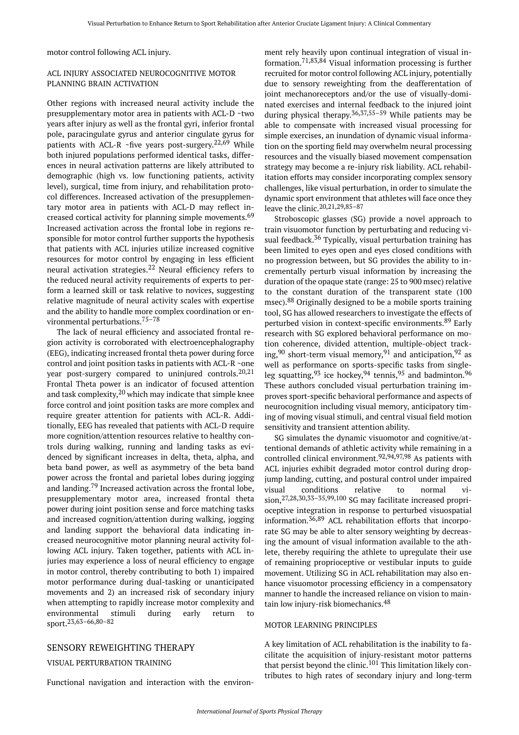motor control following ACL injury.

### ACL INJURY ASSOCIATED NEUROCOGNITIVE MOTOR PLANNING BRAIN ACTIVATION

Other regions with increased neural activity include the presupplementary motor area in patients with ACL-D ~two years after injury as well as the frontal gyri, inferior frontal pole, paracingulate gyrus and anterior cingulate gyrus for patients with ACL-R ~five years post-surgery.[22,69] While both injured populations performed identical tasks, differences in neural activation patterns are likely attributed to demographic (high vs. low functioning patients, activity level), surgical, time from injury, and rehabilitation protocol differences. Increased activation of the presupplementary motor area in patients with ACL-D may reflect increased cortical activity for planning simple movements.[69] Increased activation across the frontal lobe in regions responsible for motor control further supports the hypothesis that patients with ACL injuries utilize increased cognitive resources for motor control by engaging in less efficient neural activation strategies.[22] Neural efficiency refers to the reduced neural activity requirements of experts to perform a learned skill or task relative to novices, suggesting relative magnitude of neural activity scales with expertise and the ability to handle more complex coordination or environmental perturbations.[75–78]

The lack of neural efficiency and associated frontal region activity is corroborated with electroencephalography (EEG), indicating increased frontal theta power during force control and joint position tasks in patients with ACL-R ~one year post-surgery compared to uninjured controls.[20,21] Frontal Theta power is an indicator of focused attention and task complexity,[20] which may indicate that simple knee force control and joint position tasks are more complex and require greater attention for patients with ACL-R. Additionally, EEG has revealed that patients with ACL-D require more cognition/attention resources relative to healthy controls during walking, running and landing tasks as evidenced by significant increases in delta, theta, alpha, and beta band power, as well as asymmetry of the beta band power across the frontal and parietal lobes during jogging and landing.[79] Increased activation across the frontal lobe, presupplementary motor area, increased frontal theta power during joint position sense and force matching tasks and increased cognition/attention during walking, jogging and landing support the behavioral data indicating increased neurocognitive motor planning neural activity following ACL injury. Taken together, patients with ACL injuries may experience a loss of neural efficiency to engage in motor control, thereby contributing to both 1) impaired motor performance during dual-tasking or unanticipated movements and 2) an increased risk of secondary injury when attempting to rapidly increase motor complexity and environmental stimuli during early return to sport.[23,63–66,80–82]

## SENSORY REWEIGHTING THERAPY

### VISUAL PERTURBATION TRAINING

Functional navigation and interaction with the environment rely heavily upon continual integration of visual information.[71,83,84] Visual information processing is further recruited for motor control following ACL injury, potentially due to sensory reweighting from the deafferentation of joint mechanoreceptors and/or the use of visually-dominated exercises and internal feedback to the injured joint during physical therapy.[36,37,55–59] While patients may be able to compensate with increased visual processing for simple exercises, an inundation of dynamic visual information on the sporting field may overwhelm neural processing resources and the visually biased movement compensation strategy may become a re-injury risk liability. ACL rehabilitation efforts may consider incorporating complex sensory challenges, like visual perturbation, in order to simulate the dynamic sport environment that athletes will face once they leave the clinic.[20,21,29,85–87]

Stroboscopic glasses (SG) provide a novel approach to train visuomotor function by perturbating and reducing visual feedback.[36] Typically, visual perturbation training has been limited to eyes open and eyes closed conditions with no progression between, but SG provides the ability to incrementally perturb visual information by increasing the duration of the opaque state (range: 25 to 900 msec) relative to the constant duration of the transparent state (100 msec).[88] Originally designed to be a mobile sports training tool, SG has allowed researchers to investigate the effects of perturbed vision in context-specific environments.[89] Early research with SG explored behavioral performance on motion coherence, divided attention, multiple-object tracking,[90] short-term visual memory,[91] and anticipation,[92] as well as performance on sports-specific tasks from single-leg squatting,[93] ice hockey,[94] tennis,[95] and badminton.[96] These authors concluded visual perturbation training improves sport-specific behavioral performance and aspects of neurocognition including visual memory, anticipatory timing of moving visual stimuli, and central visual field motion sensitivity and transient attention ability.

SG simulates the dynamic visuomotor and cognitive/attentional demands of athletic activity while remaining in a controlled clinical environment.[92,94,97,98] As patients with ACL injuries exhibit degraded motor control during drop-jump landing, cutting, and postural control under impaired visual conditions relative to normal vision,[27,28,30,33–35,99,100] SG may facilitate increased proprioceptive integration in response to perturbed visuospatial information.[36,89] ACL rehabilitation efforts that incorporate SG may be able to alter sensory weighting by decreasing the amount of visual information available to the athlete, thereby requiring the athlete to upregulate their use of remaining proprioceptive or vestibular inputs to guide movement. Utilizing SG in ACL rehabilitation may also enhance visuomotor processing efficiency in a compensatory manner to handle the increased reliance on vision to maintain low injury-risk biomechanics.[48]

### MOTOR LEARNING PRINCIPLES

A key limitation of ACL rehabilitation is the inability to facilitate the acquisition of injury-resistant motor patterns that persist beyond the clinic.[101] This limitation likely contributes to high rates of secondary injury and long-term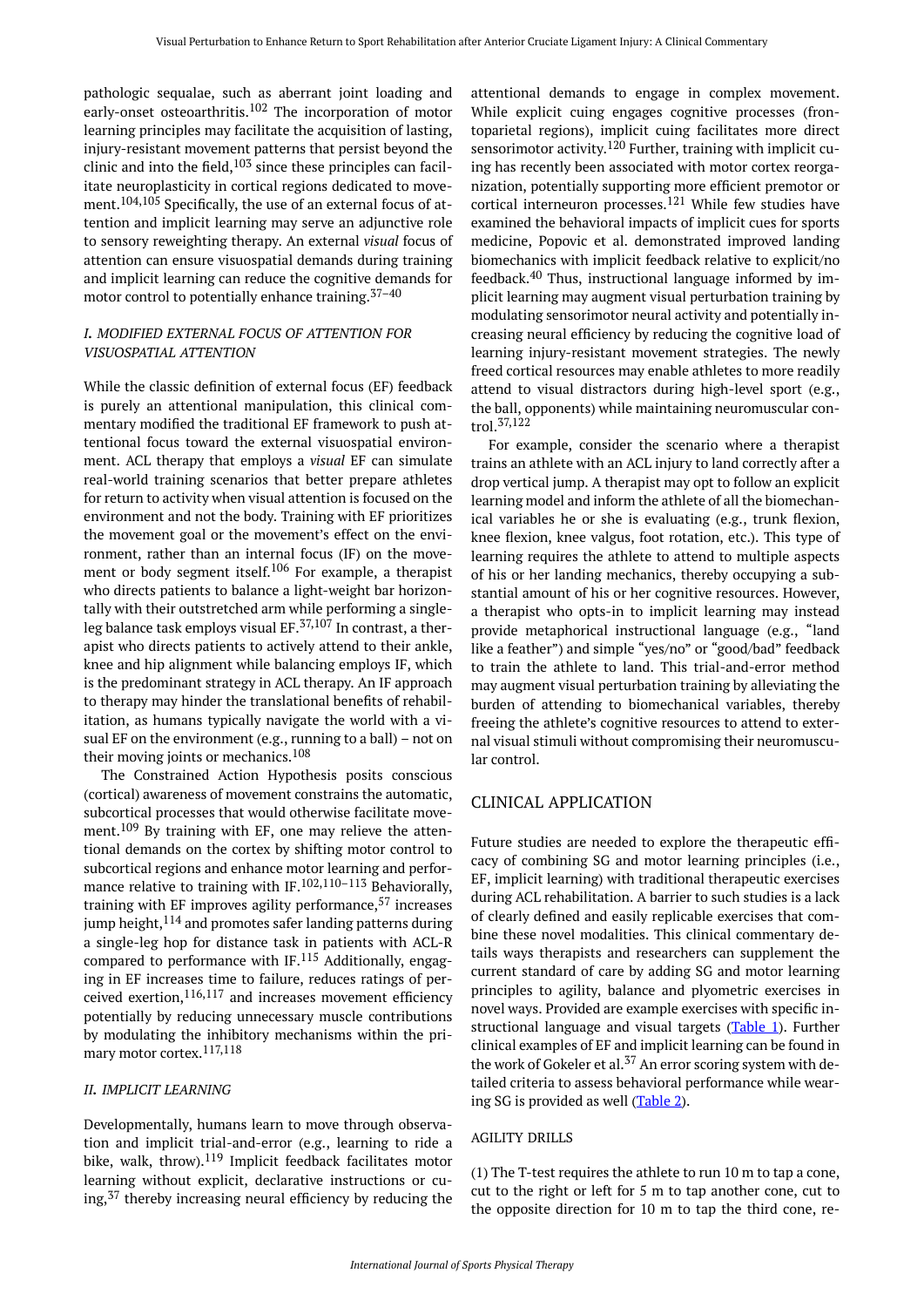pathologic sequalae, such as aberrant joint loading and early-onset osteoarthritis.[102] The incorporation of motor learning principles may facilitate the acquisition of lasting, injury-resistant movement patterns that persist beyond the clinic and into the field,[103] since these principles can facilitate neuroplasticity in cortical regions dedicated to movement.[104,105] Specifically, the use of an external focus of attention and implicit learning may serve an adjunctive role to sensory reweighting therapy. An external *visual* focus of attention can ensure visuospatial demands during training and implicit learning can reduce the cognitive demands for motor control to potentially enhance training.[37–40]

### *I. MODIFIED EXTERNAL FOCUS OF ATTENTION FOR VISUOSPATIAL ATTENTION*

While the classic definition of external focus (EF) feedback is purely an attentional manipulation, this clinical commentary modified the traditional EF framework to push attentional focus toward the external visuospatial environment. ACL therapy that employs a *visual* EF can simulate real-world training scenarios that better prepare athletes for return to activity when visual attention is focused on the environment and not the body. Training with EF prioritizes the movement goal or the movement's effect on the environment, rather than an internal focus (IF) on the movement or body segment itself.[106] For example, a therapist who directs patients to balance a light-weight bar horizontally with their outstretched arm while performing a single-leg balance task employs visual EF.[37,107] In contrast, a therapist who directs patients to actively attend to their ankle, knee and hip alignment while balancing employs IF, which is the predominant strategy in ACL therapy. An IF approach to therapy may hinder the translational benefits of rehabilitation, as humans typically navigate the world with a visual EF on the environment (e.g., running to a ball) – not on their moving joints or mechanics.[108]

The Constrained Action Hypothesis posits conscious (cortical) awareness of movement constrains the automatic, subcortical processes that would otherwise facilitate movement.[109] By training with EF, one may relieve the attentional demands on the cortex by shifting motor control to subcortical regions and enhance motor learning and performance relative to training with IF.[102,110–113] Behaviorally, training with EF improves agility performance,[57] increases jump height,[114] and promotes safer landing patterns during a single-leg hop for distance task in patients with ACL-R compared to performance with IF.[115] Additionally, engaging in EF increases time to failure, reduces ratings of perceived exertion,[116,117] and increases movement efficiency potentially by reducing unnecessary muscle contributions by modulating the inhibitory mechanisms within the primary motor cortex.[117,118]

### *II. IMPLICIT LEARNING*

Developmentally, humans learn to move through observation and implicit trial-and-error (e.g., learning to ride a bike, walk, throw).[119] Implicit feedback facilitates motor learning without explicit, declarative instructions or cuing,[37] thereby increasing neural efficiency by reducing the attentional demands to engage in complex movement. While explicit cuing engages cognitive processes (frontoparietal regions), implicit cuing facilitates more direct sensorimotor activity.[120] Further, training with implicit cuing has recently been associated with motor cortex reorganization, potentially supporting more efficient premotor or cortical interneuron processes.[121] While few studies have examined the behavioral impacts of implicit cues for sports medicine, Popovic et al. demonstrated improved landing biomechanics with implicit feedback relative to explicit/no feedback.[40] Thus, instructional language informed by implicit learning may augment visual perturbation training by modulating sensorimotor neural activity and potentially increasing neural efficiency by reducing the cognitive load of learning injury-resistant movement strategies. The newly freed cortical resources may enable athletes to more readily attend to visual distractors during high-level sport (e.g., the ball, opponents) while maintaining neuromuscular control.[37,122]

For example, consider the scenario where a therapist trains an athlete with an ACL injury to land correctly after a drop vertical jump. A therapist may opt to follow an explicit learning model and inform the athlete of all the biomechanical variables he or she is evaluating (e.g., trunk flexion, knee flexion, knee valgus, foot rotation, etc.). This type of learning requires the athlete to attend to multiple aspects of his or her landing mechanics, thereby occupying a substantial amount of his or her cognitive resources. However, a therapist who opts-in to implicit learning may instead provide metaphorical instructional language (e.g., "land like a feather") and simple "yes/no" or "good/bad" feedback to train the athlete to land. This trial-and-error method may augment visual perturbation training by alleviating the burden of attending to biomechanical variables, thereby freeing the athlete's cognitive resources to attend to external visual stimuli without compromising their neuromuscular control.

## CLINICAL APPLICATION

Future studies are needed to explore the therapeutic efficacy of combining SG and motor learning principles (i.e., EF, implicit learning) with traditional therapeutic exercises during ACL rehabilitation. A barrier to such studies is a lack of clearly defined and easily replicable exercises that combine these novel modalities. This clinical commentary details ways therapists and researchers can supplement the current standard of care by adding SG and motor learning principles to agility, balance and plyometric exercises in novel ways. Provided are example exercises with specific instructional language and visual targets (Table 1). Further clinical examples of EF and implicit learning can be found in the work of Gokeler et al.[37] An error scoring system with detailed criteria to assess behavioral performance while wearing SG is provided as well (Table 2).

### AGILITY DRILLS

(1) The T-test requires the athlete to run 10 m to tap a cone, cut to the right or left for 5 m to tap another cone, cut to the opposite direction for 10 m to tap the third cone, re-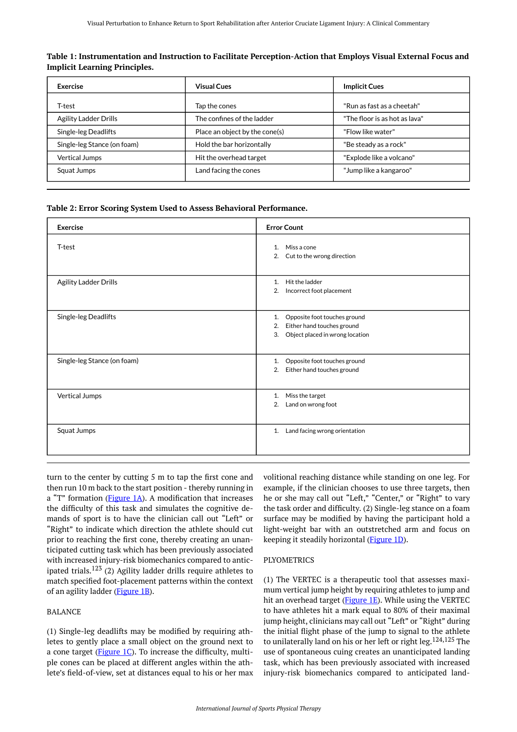**Table 1: Instrumentation and Instruction to Facilitate Perception-Action that Employs Visual External Focus and Implicit Learning Principles.**

| Exercise | Visual Cues | Implicit Cues |
|---|---|---|
| T-test | Tap the cones | "Run as fast as a cheetah" |
| Agility Ladder Drills | The confines of the ladder | "The floor is as hot as lava" |
| Single-leg Deadlifts | Place an object by the cone(s) | "Flow like water" |
| Single-leg Stance (on foam) | Hold the bar horizontally | "Be steady as a rock" |
| Vertical Jumps | Hit the overhead target | "Explode like a volcano" |
| Squat Jumps | Land facing the cones | "Jump like a kangaroo" |

**Table 2: Error Scoring System Used to Assess Behavioral Performance.**

| Exercise | Error Count |
|---|---|
| T-test | 1. Miss a cone<br>2. Cut to the wrong direction |
| Agility Ladder Drills | 1. Hit the ladder<br>2. Incorrect foot placement |
| Single-leg Deadlifts | 1. Opposite foot touches ground<br>2. Either hand touches ground<br>3. Object placed in wrong location |
| Single-leg Stance (on foam) | 1. Opposite foot touches ground<br>2. Either hand touches ground |
| Vertical Jumps | 1. Miss the target<br>2. Land on wrong foot |
| Squat Jumps | 1. Land facing wrong orientation |

turn to the center by cutting 5 m to tap the first cone and then run 10 m back to the start position - thereby running in a "T" formation (Figure 1A). A modification that increases the difficulty of this task and simulates the cognitive demands of sport is to have the clinician call out "Left" or "Right" to indicate which direction the athlete should cut prior to reaching the first cone, thereby creating an unanticipated cutting task which has been previously associated with increased injury-risk biomechanics compared to anticipated trials.[123] (2) Agility ladder drills require athletes to match specified foot-placement patterns within the context of an agility ladder (Figure 1B).

BALANCE

(1) Single-leg deadlifts may be modified by requiring athletes to gently place a small object on the ground next to a cone target (Figure 1C). To increase the difficulty, multiple cones can be placed at different angles within the athlete's field-of-view, set at distances equal to his or her max volitional reaching distance while standing on one leg. For example, if the clinician chooses to use three targets, then he or she may call out "Left," "Center," or "Right" to vary the task order and difficulty. (2) Single-leg stance on a foam surface may be modified by having the participant hold a light-weight bar with an outstretched arm and focus on keeping it steadily horizontal (Figure 1D).

PLYOMETRICS

(1) The VERTEC is a therapeutic tool that assesses maximum vertical jump height by requiring athletes to jump and hit an overhead target (Figure 1E). While using the VERTEC to have athletes hit a mark equal to 80% of their maximal jump height, clinicians may call out "Left" or "Right" during the initial flight phase of the jump to signal to the athlete to unilaterally land on his or her left or right leg.[124,125] The use of spontaneous cuing creates an unanticipated landing task, which has been previously associated with increased injury-risk biomechanics compared to anticipated land-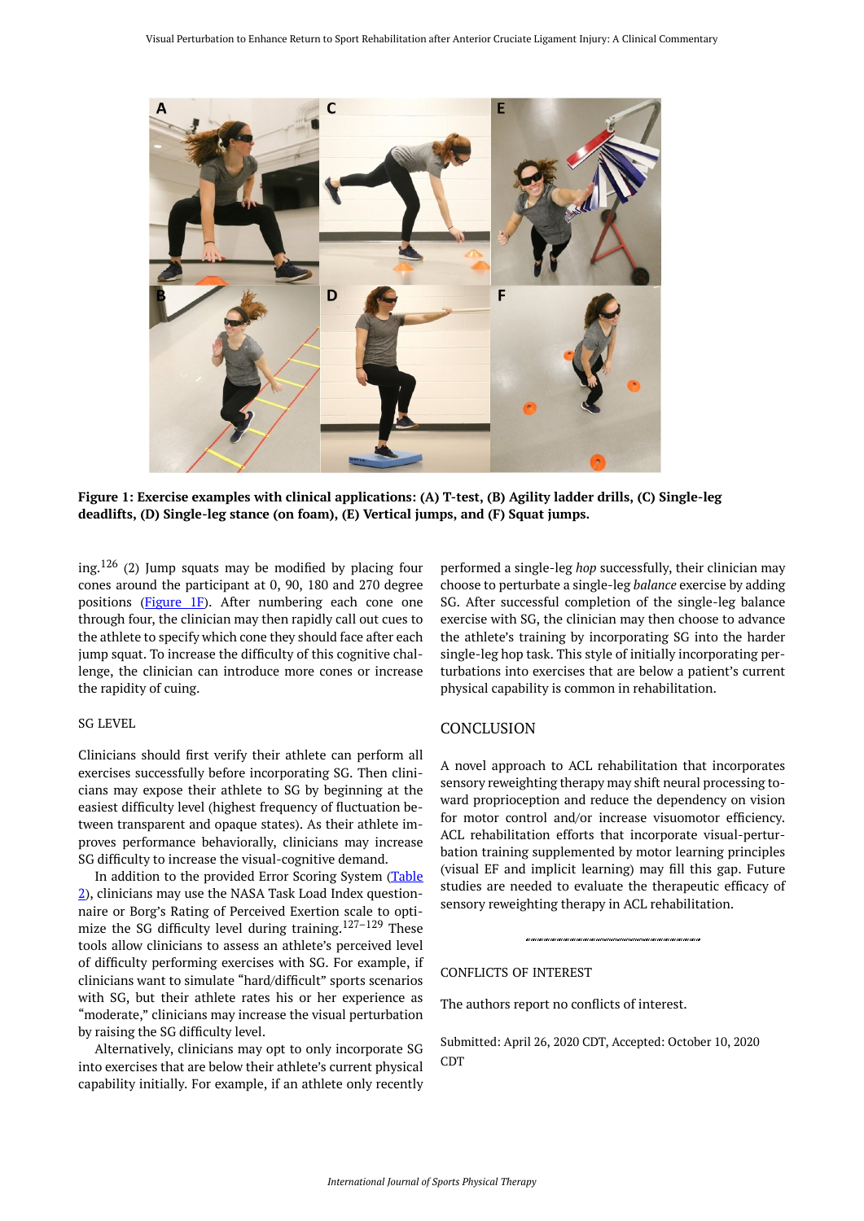**Figure 1: Exercise examples with clinical applications: (A) T-test, (B) Agility ladder drills, (C) Single-leg deadlifts, (D) Single-leg stance (on foam), (E) Vertical jumps, and (F) Squat jumps.**

ing.[126] (2) Jump squats may be modified by placing four cones around the participant at 0, 90, 180 and 270 degree positions (Figure 1F). After numbering each cone one through four, the clinician may then rapidly call out cues to the athlete to specify which cone they should face after each jump squat. To increase the difficulty of this cognitive challenge, the clinician can introduce more cones or increase the rapidity of cuing.

### SG LEVEL

Clinicians should first verify their athlete can perform all exercises successfully before incorporating SG. Then clinicians may expose their athlete to SG by beginning at the easiest difficulty level (highest frequency of fluctuation between transparent and opaque states). As their athlete improves performance behaviorally, clinicians may increase SG difficulty to increase the visual-cognitive demand.

In addition to the provided Error Scoring System (Table 2), clinicians may use the NASA Task Load Index questionnaire or Borg's Rating of Perceived Exertion scale to optimize the SG difficulty level during training.[127–129] These tools allow clinicians to assess an athlete's perceived level of difficulty performing exercises with SG. For example, if clinicians want to simulate "hard/difficult" sports scenarios with SG, but their athlete rates his or her experience as "moderate," clinicians may increase the visual perturbation by raising the SG difficulty level.

Alternatively, clinicians may opt to only incorporate SG into exercises that are below their athlete's current physical capability initially. For example, if an athlete only recently performed a single-leg *hop* successfully, their clinician may choose to perturbate a single-leg *balance* exercise by adding SG. After successful completion of the single-leg balance exercise with SG, the clinician may then choose to advance the athlete's training by incorporating SG into the harder single-leg hop task. This style of initially incorporating perturbations into exercises that are below a patient's current physical capability is common in rehabilitation.

## CONCLUSION

A novel approach to ACL rehabilitation that incorporates sensory reweighting therapy may shift neural processing toward proprioception and reduce the dependency on vision for motor control and/or increase visuomotor efficiency. ACL rehabilitation efforts that incorporate visual-perturbation training supplemented by motor learning principles (visual EF and implicit learning) may fill this gap. Future studies are needed to evaluate the therapeutic efficacy of sensory reweighting therapy in ACL rehabilitation.

### CONFLICTS OF INTEREST

The authors report no conflicts of interest.

Submitted: April 26, 2020 CDT, Accepted: October 10, 2020 CDT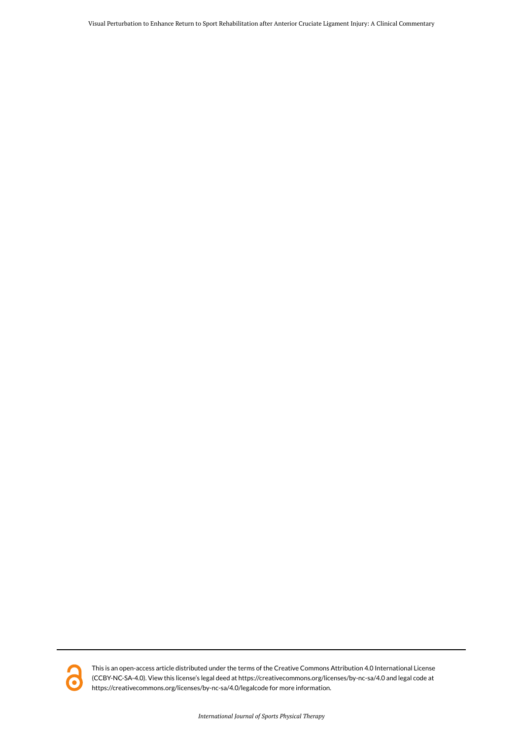This is an open-access article distributed under the terms of the Creative Commons Attribution 4.0 International License (CCBY-NC-SA-4.0). View this license's legal deed at https://creativecommons.org/licenses/by-nc-sa/4.0 and legal code at https://creativecommons.org/licenses/by-nc-sa/4.0/legalcode for more information.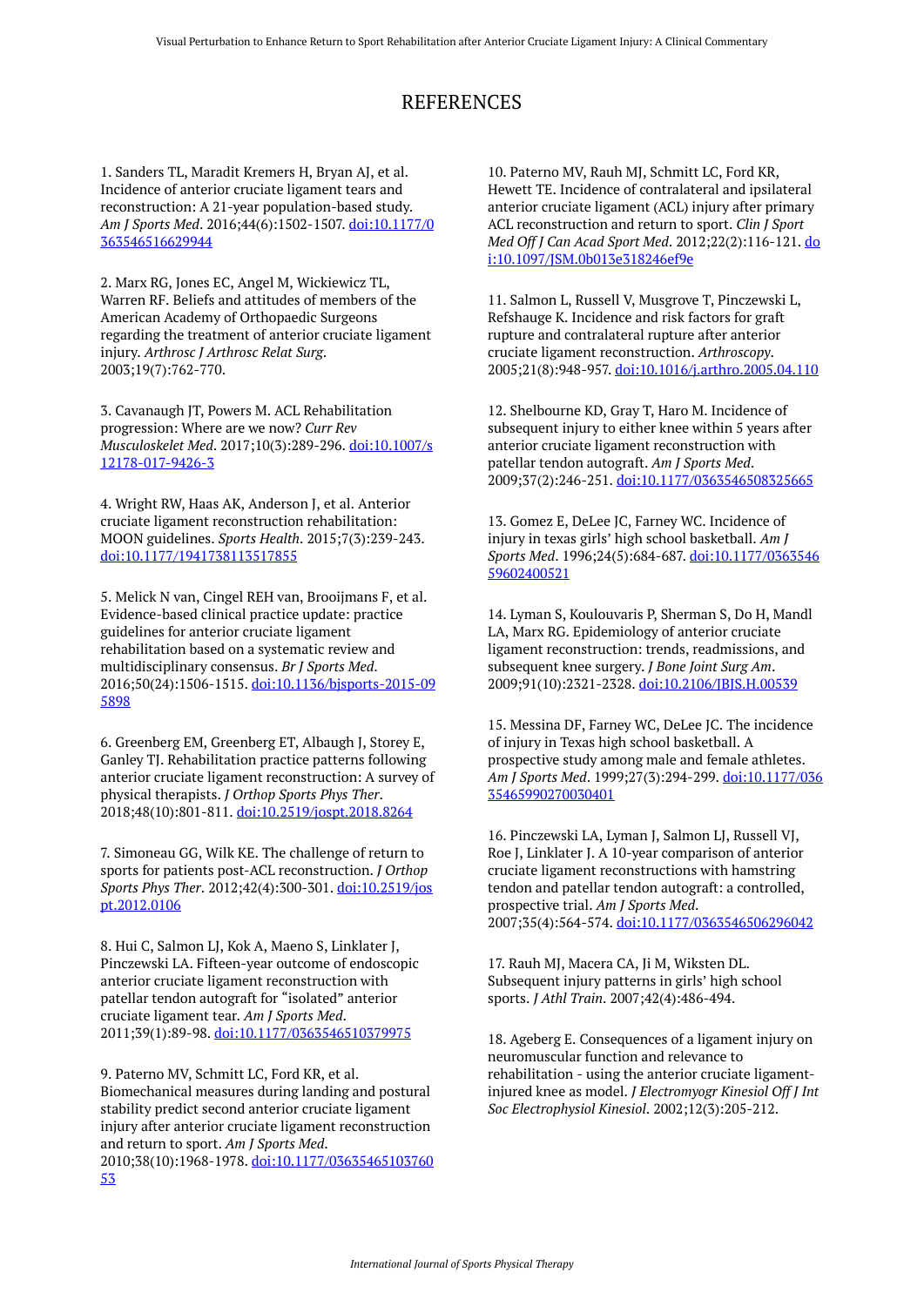# REFERENCES

1. Sanders TL, Maradit Kremers H, Bryan AJ, et al. Incidence of anterior cruciate ligament tears and reconstruction: A 21-year population-based study. *Am J Sports Med*. 2016;44(6):1502-1507. doi:10.1177/0363546516629944

2. Marx RG, Jones EC, Angel M, Wickiewicz TL, Warren RF. Beliefs and attitudes of members of the American Academy of Orthopaedic Surgeons regarding the treatment of anterior cruciate ligament injury. *Arthrosc J Arthrosc Relat Surg*. 2003;19(7):762-770.

3. Cavanaugh JT, Powers M. ACL Rehabilitation progression: Where are we now? *Curr Rev Musculoskelet Med*. 2017;10(3):289-296. doi:10.1007/s12178-017-9426-3

4. Wright RW, Haas AK, Anderson J, et al. Anterior cruciate ligament reconstruction rehabilitation: MOON guidelines. *Sports Health*. 2015;7(3):239-243. doi:10.1177/1941738113517855

5. Melick N van, Cingel REH van, Brooijmans F, et al. Evidence-based clinical practice update: practice guidelines for anterior cruciate ligament rehabilitation based on a systematic review and multidisciplinary consensus. *Br J Sports Med*. 2016;50(24):1506-1515. doi:10.1136/bjsports-2015-095898

6. Greenberg EM, Greenberg ET, Albaugh J, Storey E, Ganley TJ. Rehabilitation practice patterns following anterior cruciate ligament reconstruction: A survey of physical therapists. *J Orthop Sports Phys Ther*. 2018;48(10):801-811. doi:10.2519/jospt.2018.8264

7. Simoneau GG, Wilk KE. The challenge of return to sports for patients post-ACL reconstruction. *J Orthop Sports Phys Ther*. 2012;42(4):300-301. doi:10.2519/jospt.2012.0106

8. Hui C, Salmon LJ, Kok A, Maeno S, Linklater J, Pinczewski LA. Fifteen-year outcome of endoscopic anterior cruciate ligament reconstruction with patellar tendon autograft for "isolated" anterior cruciate ligament tear. *Am J Sports Med*. 2011;39(1):89-98. doi:10.1177/0363546510379975

9. Paterno MV, Schmitt LC, Ford KR, et al. Biomechanical measures during landing and postural stability predict second anterior cruciate ligament injury after anterior cruciate ligament reconstruction and return to sport. *Am J Sports Med*. 2010;38(10):1968-1978. doi:10.1177/0363546510376053

10. Paterno MV, Rauh MJ, Schmitt LC, Ford KR, Hewett TE. Incidence of contralateral and ipsilateral anterior cruciate ligament (ACL) injury after primary ACL reconstruction and return to sport. *Clin J Sport Med Off J Can Acad Sport Med*. 2012;22(2):116-121. doi:10.1097/JSM.0b013e318246ef9e

11. Salmon L, Russell V, Musgrove T, Pinczewski L, Refshauge K. Incidence and risk factors for graft rupture and contralateral rupture after anterior cruciate ligament reconstruction. *Arthroscopy*. 2005;21(8):948-957. doi:10.1016/j.arthro.2005.04.110

12. Shelbourne KD, Gray T, Haro M. Incidence of subsequent injury to either knee within 5 years after anterior cruciate ligament reconstruction with patellar tendon autograft. *Am J Sports Med*. 2009;37(2):246-251. doi:10.1177/0363546508325665

13. Gomez E, DeLee JC, Farney WC. Incidence of injury in texas girls' high school basketball. *Am J Sports Med*. 1996;24(5):684-687. doi:10.1177/036354659602400521

14. Lyman S, Koulouvaris P, Sherman S, Do H, Mandl LA, Marx RG. Epidemiology of anterior cruciate ligament reconstruction: trends, readmissions, and subsequent knee surgery. *J Bone Joint Surg Am*. 2009;91(10):2321-2328. doi:10.2106/JBJS.H.00539

15. Messina DF, Farney WC, DeLee JC. The incidence of injury in Texas high school basketball. A prospective study among male and female athletes. *Am J Sports Med*. 1999;27(3):294-299. doi:10.1177/03635465990270030401

16. Pinczewski LA, Lyman J, Salmon LJ, Russell VJ, Roe J, Linklater J. A 10-year comparison of anterior cruciate ligament reconstructions with hamstring tendon and patellar tendon autograft: a controlled, prospective trial. *Am J Sports Med*. 2007;35(4):564-574. doi:10.1177/0363546506296042

17. Rauh MJ, Macera CA, Ji M, Wiksten DL. Subsequent injury patterns in girls' high school sports. *J Athl Train*. 2007;42(4):486-494.

18. Ageberg E. Consequences of a ligament injury on neuromuscular function and relevance to rehabilitation - using the anterior cruciate ligament-injured knee as model. *J Electromyogr Kinesiol Off J Int Soc Electrophysiol Kinesiol*. 2002;12(3):205-212.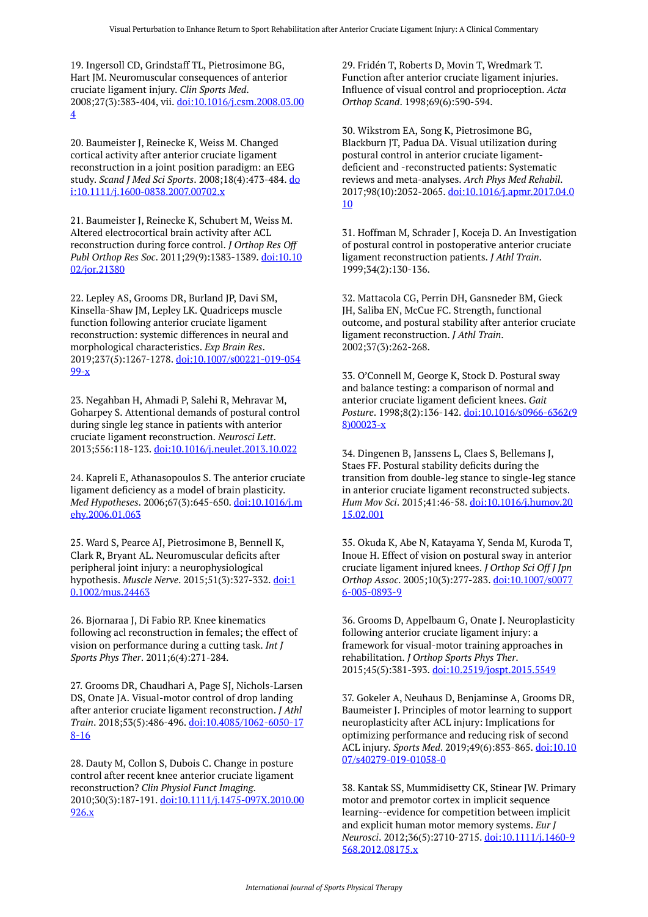19. Ingersoll CD, Grindstaff TL, Pietrosimone BG, Hart JM. Neuromuscular consequences of anterior cruciate ligament injury. *Clin Sports Med*. 2008;27(3):383-404, vii. doi:10.1016/j.csm.2008.03.004

20. Baumeister J, Reinecke K, Weiss M. Changed cortical activity after anterior cruciate ligament reconstruction in a joint position paradigm: an EEG study. *Scand J Med Sci Sports*. 2008;18(4):473-484. doi:10.1111/j.1600-0838.2007.00702.x

21. Baumeister J, Reinecke K, Schubert M, Weiss M. Altered electrocortical brain activity after ACL reconstruction during force control. *J Orthop Res Off Publ Orthop Res Soc*. 2011;29(9):1383-1389. doi:10.1002/jor.21380

22. Lepley AS, Grooms DR, Burland JP, Davi SM, Kinsella-Shaw JM, Lepley LK. Quadriceps muscle function following anterior cruciate ligament reconstruction: systemic differences in neural and morphological characteristics. *Exp Brain Res*. 2019;237(5):1267-1278. doi:10.1007/s00221-019-05499-x

23. Negahban H, Ahmadi P, Salehi R, Mehravar M, Goharpey S. Attentional demands of postural control during single leg stance in patients with anterior cruciate ligament reconstruction. *Neurosci Lett*. 2013;556:118-123. doi:10.1016/j.neulet.2013.10.022

24. Kapreli E, Athanasopoulos S. The anterior cruciate ligament deficiency as a model of brain plasticity. *Med Hypotheses*. 2006;67(3):645-650. doi:10.1016/j.mehy.2006.01.063

25. Ward S, Pearce AJ, Pietrosimone B, Bennell K, Clark R, Bryant AL. Neuromuscular deficits after peripheral joint injury: a neurophysiological hypothesis. *Muscle Nerve*. 2015;51(3):327-332. doi:10.1002/mus.24463

26. Bjornaraa J, Di Fabio RP. Knee kinematics following acl reconstruction in females; the effect of vision on performance during a cutting task. *Int J Sports Phys Ther*. 2011;6(4):271-284.

27. Grooms DR, Chaudhari A, Page SJ, Nichols-Larsen DS, Onate JA. Visual-motor control of drop landing after anterior cruciate ligament reconstruction. *J Athl Train*. 2018;53(5):486-496. doi:10.4085/1062-6050-178-16

28. Dauty M, Collon S, Dubois C. Change in posture control after recent knee anterior cruciate ligament reconstruction? *Clin Physiol Funct Imaging*. 2010;30(3):187-191. doi:10.1111/j.1475-097X.2010.00926.x

29. Fridén T, Roberts D, Movin T, Wredmark T. Function after anterior cruciate ligament injuries. Influence of visual control and proprioception. *Acta Orthop Scand*. 1998;69(6):590-594.

30. Wikstrom EA, Song K, Pietrosimone BG, Blackburn JT, Padua DA. Visual utilization during postural control in anterior cruciate ligament-deficient and -reconstructed patients: Systematic reviews and meta-analyses. *Arch Phys Med Rehabil*. 2017;98(10):2052-2065. doi:10.1016/j.apmr.2017.04.010

31. Hoffman M, Schrader J, Koceja D. An Investigation of postural control in postoperative anterior cruciate ligament reconstruction patients. *J Athl Train*. 1999;34(2):130-136.

32. Mattacola CG, Perrin DH, Gansneder BM, Gieck JH, Saliba EN, McCue FC. Strength, functional outcome, and postural stability after anterior cruciate ligament reconstruction. *J Athl Train*. 2002;37(3):262-268.

33. O'Connell M, George K, Stock D. Postural sway and balance testing: a comparison of normal and anterior cruciate ligament deficient knees. *Gait Posture*. 1998;8(2):136-142. doi:10.1016/s0966-6362(98)00023-x

34. Dingenen B, Janssens L, Claes S, Bellemans J, Staes FF. Postural stability deficits during the transition from double-leg stance to single-leg stance in anterior cruciate ligament reconstructed subjects. *Hum Mov Sci*. 2015;41:46-58. doi:10.1016/j.humov.2015.02.001

35. Okuda K, Abe N, Katayama Y, Senda M, Kuroda T, Inoue H. Effect of vision on postural sway in anterior cruciate ligament injured knees. *J Orthop Sci Off J Jpn Orthop Assoc*. 2005;10(3):277-283. doi:10.1007/s00776-005-0893-9

36. Grooms D, Appelbaum G, Onate J. Neuroplasticity following anterior cruciate ligament injury: a framework for visual-motor training approaches in rehabilitation. *J Orthop Sports Phys Ther*. 2015;45(5):381-393. doi:10.2519/jospt.2015.5549

37. Gokeler A, Neuhaus D, Benjaminse A, Grooms DR, Baumeister J. Principles of motor learning to support neuroplasticity after ACL injury: Implications for optimizing performance and reducing risk of second ACL injury. *Sports Med*. 2019;49(6):853-865. doi:10.1007/s40279-019-01058-0

38. Kantak SS, Mummidisetty CK, Stinear JW. Primary motor and premotor cortex in implicit sequence learning--evidence for competition between implicit and explicit human motor memory systems. *Eur J Neurosci*. 2012;36(5):2710-2715. doi:10.1111/j.1460-9568.2012.08175.x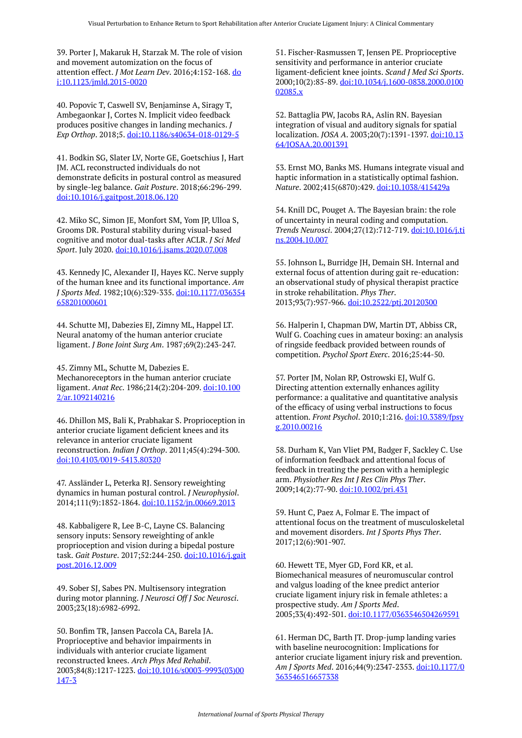39. Porter J, Makaruk H, Starzak M. The role of vision and movement automization on the focus of attention effect. *J Mot Learn Dev*. 2016;4:152-168. doi:10.1123/jmld.2015-0020

40. Popovic T, Caswell SV, Benjaminse A, Siragy T, Ambegaonkar J, Cortes N. Implicit video feedback produces positive changes in landing mechanics. *J Exp Orthop*. 2018;5. doi:10.1186/s40634-018-0129-5

41. Bodkin SG, Slater LV, Norte GE, Goetschius J, Hart JM. ACL reconstructed individuals do not demonstrate deficits in postural control as measured by single-leg balance. *Gait Posture*. 2018;66:296-299. doi:10.1016/j.gaitpost.2018.06.120

42. Miko SC, Simon JE, Monfort SM, Yom JP, Ulloa S, Grooms DR. Postural stability during visual-based cognitive and motor dual-tasks after ACLR. *J Sci Med Sport*. July 2020. doi:10.1016/j.jsams.2020.07.008

43. Kennedy JC, Alexander IJ, Hayes KC. Nerve supply of the human knee and its functional importance. *Am J Sports Med*. 1982;10(6):329-335. doi:10.1177/036354658201000601

44. Schutte MJ, Dabezies EJ, Zimny ML, Happel LT. Neural anatomy of the human anterior cruciate ligament. *J Bone Joint Surg Am*. 1987;69(2):243-247.

45. Zimny ML, Schutte M, Dabezies E. Mechanoreceptors in the human anterior cruciate ligament. *Anat Rec*. 1986;214(2):204-209. doi:10.1002/ar.1092140216

46. Dhillon MS, Bali K, Prabhakar S. Proprioception in anterior cruciate ligament deficient knees and its relevance in anterior cruciate ligament reconstruction. *Indian J Orthop*. 2011;45(4):294-300. doi:10.4103/0019-5413.80320

47. Assländer L, Peterka RJ. Sensory reweighting dynamics in human postural control. *J Neurophysiol*. 2014;111(9):1852-1864. doi:10.1152/jn.00669.2013

48. Kabbaligere R, Lee B-C, Layne CS. Balancing sensory inputs: Sensory reweighting of ankle proprioception and vision during a bipedal posture task. *Gait Posture*. 2017;52:244-250. doi:10.1016/j.gaitpost.2016.12.009

49. Sober SJ, Sabes PN. Multisensory integration during motor planning. *J Neurosci Off J Soc Neurosci*. 2003;23(18):6982-6992.

50. Bonfim TR, Jansen Paccola CA, Barela JA. Proprioceptive and behavior impairments in individuals with anterior cruciate ligament reconstructed knees. *Arch Phys Med Rehabil*. 2003;84(8):1217-1223. doi:10.1016/s0003-9993(03)00147-3

51. Fischer-Rasmussen T, Jensen PE. Proprioceptive sensitivity and performance in anterior cruciate ligament-deficient knee joints. *Scand J Med Sci Sports*. 2000;10(2):85-89. doi:10.1034/j.1600-0838.2000.010002085.x

52. Battaglia PW, Jacobs RA, Aslin RN. Bayesian integration of visual and auditory signals for spatial localization. *JOSA A*. 2003;20(7):1391-1397. doi:10.1364/JOSAA.20.001391

53. Ernst MO, Banks MS. Humans integrate visual and haptic information in a statistically optimal fashion. *Nature*. 2002;415(6870):429. doi:10.1038/415429a

54. Knill DC, Pouget A. The Bayesian brain: the role of uncertainty in neural coding and computation. *Trends Neurosci*. 2004;27(12):712-719. doi:10.1016/j.tins.2004.10.007

55. Johnson L, Burridge JH, Demain SH. Internal and external focus of attention during gait re-education: an observational study of physical therapist practice in stroke rehabilitation. *Phys Ther*. 2013;93(7):957-966. doi:10.2522/ptj.20120300

56. Halperin I, Chapman DW, Martin DT, Abbiss CR, Wulf G. Coaching cues in amateur boxing: an analysis of ringside feedback provided between rounds of competition. *Psychol Sport Exerc*. 2016;25:44-50.

57. Porter JM, Nolan RP, Ostrowski EJ, Wulf G. Directing attention externally enhances agility performance: a qualitative and quantitative analysis of the efficacy of using verbal instructions to focus attention. *Front Psychol*. 2010;1:216. doi:10.3389/fpsyg.2010.00216

58. Durham K, Van Vliet PM, Badger F, Sackley C. Use of information feedback and attentional focus of feedback in treating the person with a hemiplegic arm. *Physiother Res Int J Res Clin Phys Ther*. 2009;14(2):77-90. doi:10.1002/pri.431

59. Hunt C, Paez A, Folmar E. The impact of attentional focus on the treatment of musculoskeletal and movement disorders. *Int J Sports Phys Ther*. 2017;12(6):901-907.

60. Hewett TE, Myer GD, Ford KR, et al. Biomechanical measures of neuromuscular control and valgus loading of the knee predict anterior cruciate ligament injury risk in female athletes: a prospective study. *Am J Sports Med*. 2005;33(4):492-501. doi:10.1177/0363546504269591

61. Herman DC, Barth JT. Drop-jump landing varies with baseline neurocognition: Implications for anterior cruciate ligament injury risk and prevention. *Am J Sports Med*. 2016;44(9):2347-2353. doi:10.1177/0363546516657338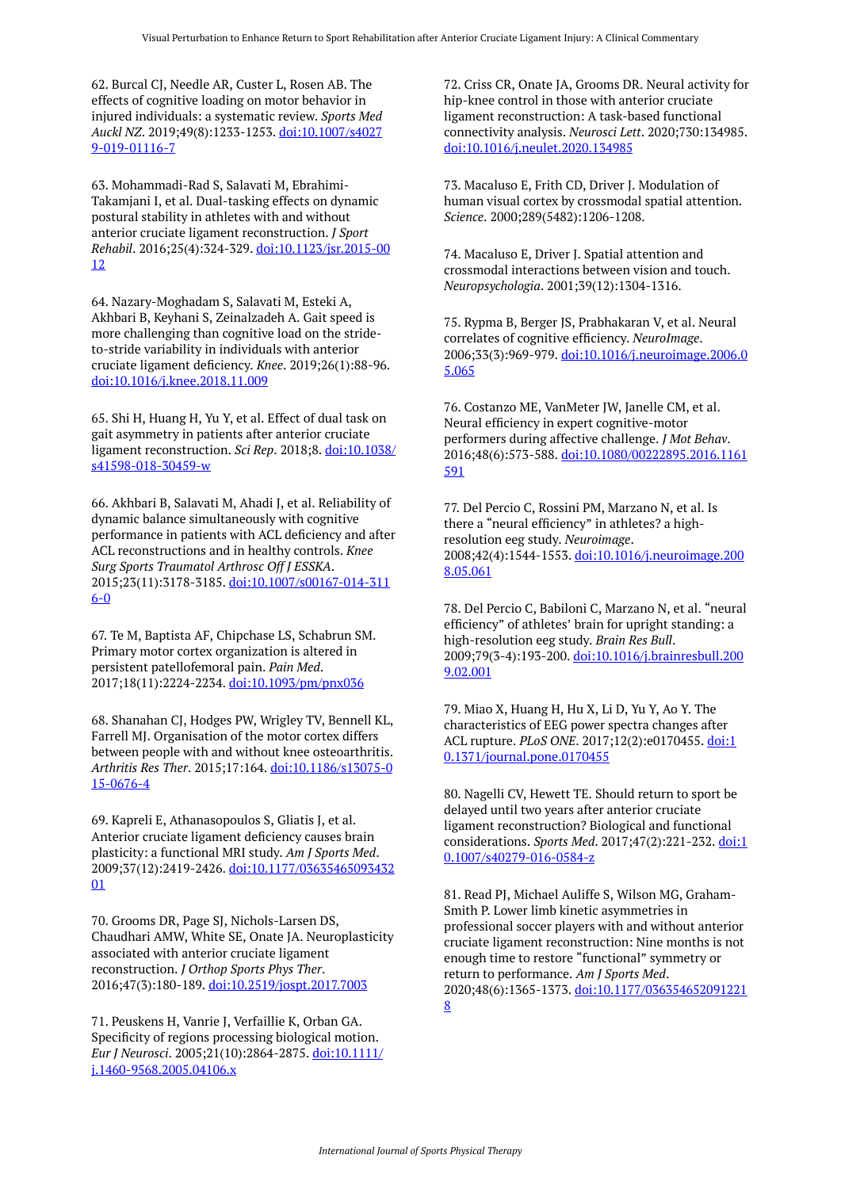62. Burcal CJ, Needle AR, Custer L, Rosen AB. The effects of cognitive loading on motor behavior in injured individuals: a systematic review. *Sports Med Auckl NZ*. 2019;49(8):1233-1253. doi:10.1007/s40279-019-01116-7

63. Mohammadi-Rad S, Salavati M, Ebrahimi-Takamjani I, et al. Dual-tasking effects on dynamic postural stability in athletes with and without anterior cruciate ligament reconstruction. *J Sport Rehabil*. 2016;25(4):324-329. doi:10.1123/jsr.2015-0012

64. Nazary-Moghadam S, Salavati M, Esteki A, Akhbari B, Keyhani S, Zeinalzadeh A. Gait speed is more challenging than cognitive load on the stride-to-stride variability in individuals with anterior cruciate ligament deficiency. *Knee*. 2019;26(1):88-96. doi:10.1016/j.knee.2018.11.009

65. Shi H, Huang H, Yu Y, et al. Effect of dual task on gait asymmetry in patients after anterior cruciate ligament reconstruction. *Sci Rep*. 2018;8. doi:10.1038/s41598-018-30459-w

66. Akhbari B, Salavati M, Ahadi J, et al. Reliability of dynamic balance simultaneously with cognitive performance in patients with ACL deficiency and after ACL reconstructions and in healthy controls. *Knee Surg Sports Traumatol Arthrosc Off J ESSKA*. 2015;23(11):3178-3185. doi:10.1007/s00167-014-3116-0

67. Te M, Baptista AF, Chipchase LS, Schabrun SM. Primary motor cortex organization is altered in persistent patellofemoral pain. *Pain Med*. 2017;18(11):2224-2234. doi:10.1093/pm/pnx036

68. Shanahan CJ, Hodges PW, Wrigley TV, Bennell KL, Farrell MJ. Organisation of the motor cortex differs between people with and without knee osteoarthritis. *Arthritis Res Ther*. 2015;17:164. doi:10.1186/s13075-015-0676-4

69. Kapreli E, Athanasopoulos S, Gliatis J, et al. Anterior cruciate ligament deficiency causes brain plasticity: a functional MRI study. *Am J Sports Med*. 2009;37(12):2419-2426. doi:10.1177/0363546509343201

70. Grooms DR, Page SJ, Nichols-Larsen DS, Chaudhari AMW, White SE, Onate JA. Neuroplasticity associated with anterior cruciate ligament reconstruction. *J Orthop Sports Phys Ther*. 2016;47(3):180-189. doi:10.2519/jospt.2017.7003

71. Peuskens H, Vanrie J, Verfaillie K, Orban GA. Specificity of regions processing biological motion. *Eur J Neurosci*. 2005;21(10):2864-2875. doi:10.1111/j.1460-9568.2005.04106.x

72. Criss CR, Onate JA, Grooms DR. Neural activity for hip-knee control in those with anterior cruciate ligament reconstruction: A task-based functional connectivity analysis. *Neurosci Lett*. 2020;730:134985. doi:10.1016/j.neulet.2020.134985

73. Macaluso E, Frith CD, Driver J. Modulation of human visual cortex by crossmodal spatial attention. *Science*. 2000;289(5482):1206-1208.

74. Macaluso E, Driver J. Spatial attention and crossmodal interactions between vision and touch. *Neuropsychologia*. 2001;39(12):1304-1316.

75. Rypma B, Berger JS, Prabhakaran V, et al. Neural correlates of cognitive efficiency. *NeuroImage*. 2006;33(3):969-979. doi:10.1016/j.neuroimage.2006.05.065

76. Costanzo ME, VanMeter JW, Janelle CM, et al. Neural efficiency in expert cognitive-motor performers during affective challenge. *J Mot Behav*. 2016;48(6):573-588. doi:10.1080/00222895.2016.1161591

77. Del Percio C, Rossini PM, Marzano N, et al. Is there a "neural efficiency" in athletes? a high-resolution eeg study. *Neuroimage*. 2008;42(4):1544-1553. doi:10.1016/j.neuroimage.2008.05.061

78. Del Percio C, Babiloni C, Marzano N, et al. "neural efficiency" of athletes' brain for upright standing: a high-resolution eeg study. *Brain Res Bull*. 2009;79(3-4):193-200. doi:10.1016/j.brainresbull.2009.02.001

79. Miao X, Huang H, Hu X, Li D, Yu Y, Ao Y. The characteristics of EEG power spectra changes after ACL rupture. *PLoS ONE*. 2017;12(2):e0170455. doi:10.1371/journal.pone.0170455

80. Nagelli CV, Hewett TE. Should return to sport be delayed until two years after anterior cruciate ligament reconstruction? Biological and functional considerations. *Sports Med*. 2017;47(2):221-232. doi:10.1007/s40279-016-0584-z

81. Read PJ, Michael Auliffe S, Wilson MG, Graham-Smith P. Lower limb kinetic asymmetries in professional soccer players with and without anterior cruciate ligament reconstruction: Nine months is not enough time to restore "functional" symmetry or return to performance. *Am J Sports Med*. 2020;48(6):1365-1373. doi:10.1177/0363546520912218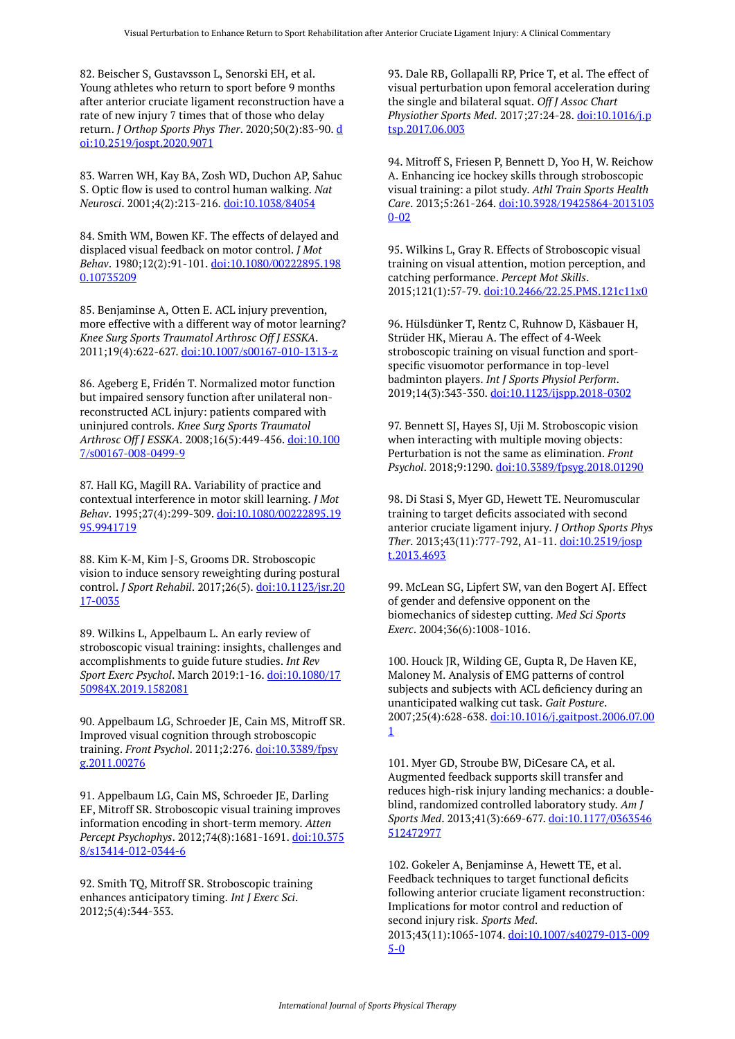82. Beischer S, Gustavsson L, Senorski EH, et al. Young athletes who return to sport before 9 months after anterior cruciate ligament reconstruction have a rate of new injury 7 times that of those who delay return. *J Orthop Sports Phys Ther*. 2020;50(2):83-90. doi:10.2519/jospt.2020.9071

83. Warren WH, Kay BA, Zosh WD, Duchon AP, Sahuc S. Optic flow is used to control human walking. *Nat Neurosci*. 2001;4(2):213-216. doi:10.1038/84054

84. Smith WM, Bowen KF. The effects of delayed and displaced visual feedback on motor control. *J Mot Behav*. 1980;12(2):91-101. doi:10.1080/00222895.1980.10735209

85. Benjaminse A, Otten E. ACL injury prevention, more effective with a different way of motor learning? *Knee Surg Sports Traumatol Arthrosc Off J ESSKA*. 2011;19(4):622-627. doi:10.1007/s00167-010-1313-z

86. Ageberg E, Fridén T. Normalized motor function but impaired sensory function after unilateral non-reconstructed ACL injury: patients compared with uninjured controls. *Knee Surg Sports Traumatol Arthrosc Off J ESSKA*. 2008;16(5):449-456. doi:10.1007/s00167-008-0499-9

87. Hall KG, Magill RA. Variability of practice and contextual interference in motor skill learning. *J Mot Behav*. 1995;27(4):299-309. doi:10.1080/00222895.1995.9941719

88. Kim K-M, Kim J-S, Grooms DR. Stroboscopic vision to induce sensory reweighting during postural control. *J Sport Rehabil*. 2017;26(5). doi:10.1123/jsr.2017-0035

89. Wilkins L, Appelbaum L. An early review of stroboscopic visual training: insights, challenges and accomplishments to guide future studies. *Int Rev Sport Exerc Psychol*. March 2019:1-16. doi:10.1080/1750984X.2019.1582081

90. Appelbaum LG, Schroeder JE, Cain MS, Mitroff SR. Improved visual cognition through stroboscopic training. *Front Psychol*. 2011;2:276. doi:10.3389/fpsyg.2011.00276

91. Appelbaum LG, Cain MS, Schroeder JE, Darling EF, Mitroff SR. Stroboscopic visual training improves information encoding in short-term memory. *Atten Percept Psychophys*. 2012;74(8):1681-1691. doi:10.3758/s13414-012-0344-6

92. Smith TQ, Mitroff SR. Stroboscopic training enhances anticipatory timing. *Int J Exerc Sci*. 2012;5(4):344-353.

93. Dale RB, Gollapalli RP, Price T, et al. The effect of visual perturbation upon femoral acceleration during the single and bilateral squat. *Off J Assoc Chart Physiother Sports Med*. 2017;27:24-28. doi:10.1016/j.ptsp.2017.06.003

94. Mitroff S, Friesen P, Bennett D, Yoo H, W. Reichow A. Enhancing ice hockey skills through stroboscopic visual training: a pilot study. *Athl Train Sports Health Care*. 2013;5:261-264. doi:10.3928/19425864-20131030-02

95. Wilkins L, Gray R. Effects of Stroboscopic visual training on visual attention, motion perception, and catching performance. *Percept Mot Skills*. 2015;121(1):57-79. doi:10.2466/22.25.PMS.121c11x0

96. Hülsdünker T, Rentz C, Ruhnow D, Käsbauer H, Strüder HK, Mierau A. The effect of 4-Week stroboscopic training on visual function and sport-specific visuomotor performance in top-level badminton players. *Int J Sports Physiol Perform*. 2019;14(3):343-350. doi:10.1123/ijspp.2018-0302

97. Bennett SJ, Hayes SJ, Uji M. Stroboscopic vision when interacting with multiple moving objects: Perturbation is not the same as elimination. *Front Psychol*. 2018;9:1290. doi:10.3389/fpsyg.2018.01290

98. Di Stasi S, Myer GD, Hewett TE. Neuromuscular training to target deficits associated with second anterior cruciate ligament injury. *J Orthop Sports Phys Ther*. 2013;43(11):777-792, A1-11. doi:10.2519/jospt.2013.4693

99. McLean SG, Lipfert SW, van den Bogert AJ. Effect of gender and defensive opponent on the biomechanics of sidestep cutting. *Med Sci Sports Exerc*. 2004;36(6):1008-1016.

100. Houck JR, Wilding GE, Gupta R, De Haven KE, Maloney M. Analysis of EMG patterns of control subjects and subjects with ACL deficiency during an unanticipated walking cut task. *Gait Posture*. 2007;25(4):628-638. doi:10.1016/j.gaitpost.2006.07.001

101. Myer GD, Stroube BW, DiCesare CA, et al. Augmented feedback supports skill transfer and reduces high-risk injury landing mechanics: a double-blind, randomized controlled laboratory study. *Am J Sports Med*. 2013;41(3):669-677. doi:10.1177/0363546512472977

102. Gokeler A, Benjaminse A, Hewett TE, et al. Feedback techniques to target functional deficits following anterior cruciate ligament reconstruction: Implications for motor control and reduction of second injury risk. *Sports Med*. 2013;43(11):1065-1074. doi:10.1007/s40279-013-0095-0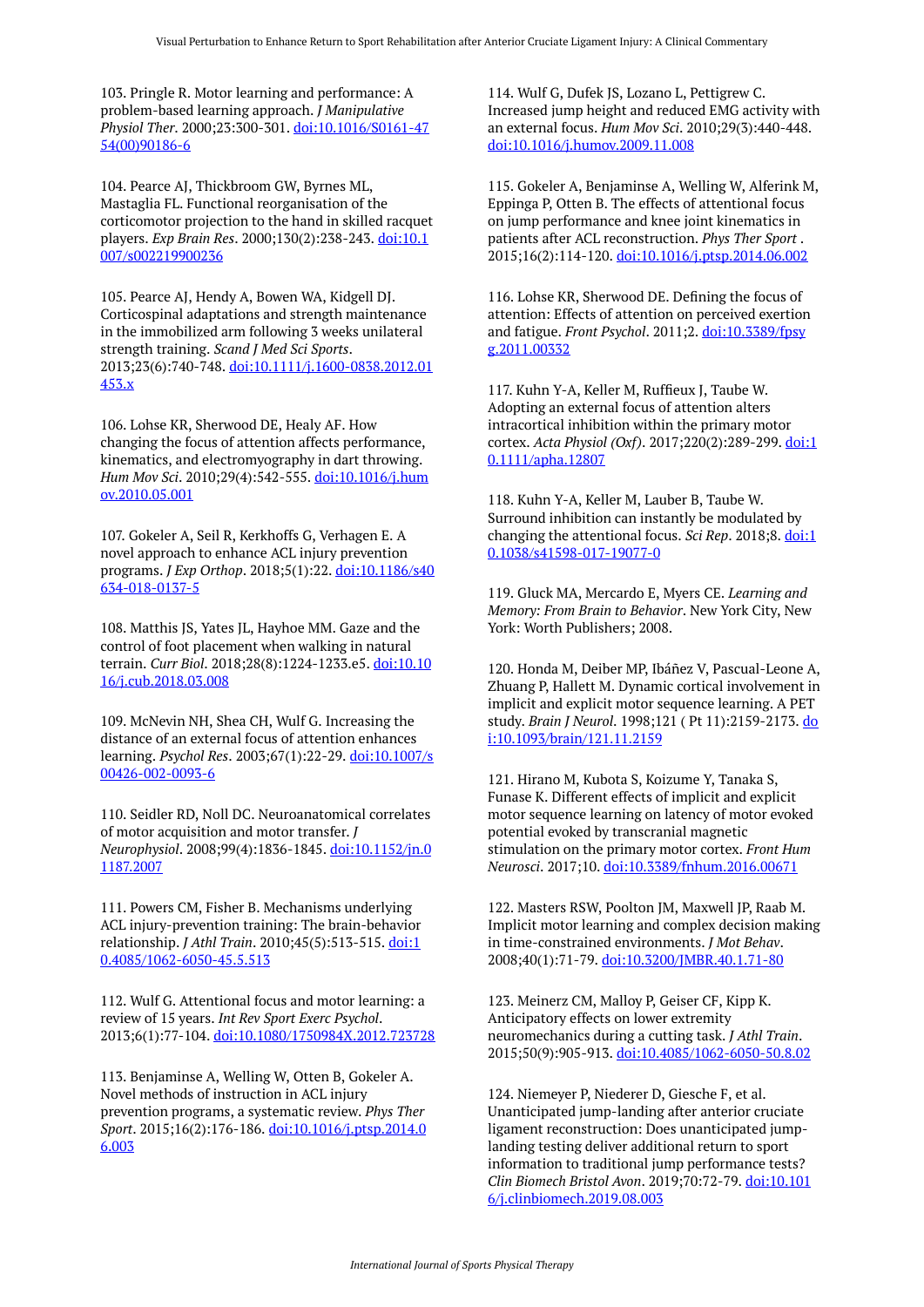103. Pringle R. Motor learning and performance: A problem-based learning approach. *J Manipulative Physiol Ther*. 2000;23:300-301. doi:10.1016/S0161-4754(00)90186-6

104. Pearce AJ, Thickbroom GW, Byrnes ML, Mastaglia FL. Functional reorganisation of the corticomotor projection to the hand in skilled racquet players. *Exp Brain Res*. 2000;130(2):238-243. doi:10.1007/s002219900236

105. Pearce AJ, Hendy A, Bowen WA, Kidgell DJ. Corticospinal adaptations and strength maintenance in the immobilized arm following 3 weeks unilateral strength training. *Scand J Med Sci Sports*. 2013;23(6):740-748. doi:10.1111/j.1600-0838.2012.01453.x

106. Lohse KR, Sherwood DE, Healy AF. How changing the focus of attention affects performance, kinematics, and electromyography in dart throwing. *Hum Mov Sci*. 2010;29(4):542-555. doi:10.1016/j.humov.2010.05.001

107. Gokeler A, Seil R, Kerkhoffs G, Verhagen E. A novel approach to enhance ACL injury prevention programs. *J Exp Orthop*. 2018;5(1):22. doi:10.1186/s40634-018-0137-5

108. Matthis JS, Yates JL, Hayhoe MM. Gaze and the control of foot placement when walking in natural terrain. *Curr Biol*. 2018;28(8):1224-1233.e5. doi:10.1016/j.cub.2018.03.008

109. McNevin NH, Shea CH, Wulf G. Increasing the distance of an external focus of attention enhances learning. *Psychol Res*. 2003;67(1):22-29. doi:10.1007/s00426-002-0093-6

110. Seidler RD, Noll DC. Neuroanatomical correlates of motor acquisition and motor transfer. *J Neurophysiol*. 2008;99(4):1836-1845. doi:10.1152/jn.01187.2007

111. Powers CM, Fisher B. Mechanisms underlying ACL injury-prevention training: The brain-behavior relationship. *J Athl Train*. 2010;45(5):513-515. doi:10.4085/1062-6050-45.5.513

112. Wulf G. Attentional focus and motor learning: a review of 15 years. *Int Rev Sport Exerc Psychol*. 2013;6(1):77-104. doi:10.1080/1750984X.2012.723728

113. Benjaminse A, Welling W, Otten B, Gokeler A. Novel methods of instruction in ACL injury prevention programs, a systematic review. *Phys Ther Sport*. 2015;16(2):176-186. doi:10.1016/j.ptsp.2014.06.003

114. Wulf G, Dufek JS, Lozano L, Pettigrew C. Increased jump height and reduced EMG activity with an external focus. *Hum Mov Sci*. 2010;29(3):440-448. doi:10.1016/j.humov.2009.11.008

115. Gokeler A, Benjaminse A, Welling W, Alferink M, Eppinga P, Otten B. The effects of attentional focus on jump performance and knee joint kinematics in patients after ACL reconstruction. *Phys Ther Sport* . 2015;16(2):114-120. doi:10.1016/j.ptsp.2014.06.002

116. Lohse KR, Sherwood DE. Defining the focus of attention: Effects of attention on perceived exertion and fatigue. *Front Psychol*. 2011;2. doi:10.3389/fpsyg.2011.00332

117. Kuhn Y-A, Keller M, Ruffieux J, Taube W. Adopting an external focus of attention alters intracortical inhibition within the primary motor cortex. *Acta Physiol (Oxf)*. 2017;220(2):289-299. doi:10.1111/apha.12807

118. Kuhn Y-A, Keller M, Lauber B, Taube W. Surround inhibition can instantly be modulated by changing the attentional focus. *Sci Rep*. 2018;8. doi:10.1038/s41598-017-19077-0

119. Gluck MA, Mercardo E, Myers CE. *Learning and Memory: From Brain to Behavior*. New York City, New York: Worth Publishers; 2008.

120. Honda M, Deiber MP, Ibáñez V, Pascual-Leone A, Zhuang P, Hallett M. Dynamic cortical involvement in implicit and explicit motor sequence learning. A PET study. *Brain J Neurol*. 1998;121 ( Pt 11):2159-2173. doi:10.1093/brain/121.11.2159

121. Hirano M, Kubota S, Koizume Y, Tanaka S, Funase K. Different effects of implicit and explicit motor sequence learning on latency of motor evoked potential evoked by transcranial magnetic stimulation on the primary motor cortex. *Front Hum Neurosci*. 2017;10. doi:10.3389/fnhum.2016.00671

122. Masters RSW, Poolton JM, Maxwell JP, Raab M. Implicit motor learning and complex decision making in time-constrained environments. *J Mot Behav*. 2008;40(1):71-79. doi:10.3200/JMBR.40.1.71-80

123. Meinerz CM, Malloy P, Geiser CF, Kipp K. Anticipatory effects on lower extremity neuromechanics during a cutting task. *J Athl Train*. 2015;50(9):905-913. doi:10.4085/1062-6050-50.8.02

124. Niemeyer P, Niederer D, Giesche F, et al. Unanticipated jump-landing after anterior cruciate ligament reconstruction: Does unanticipated jump-landing testing deliver additional return to sport information to traditional jump performance tests? *Clin Biomech Bristol Avon*. 2019;70:72-79. doi:10.1016/j.clinbiomech.2019.08.003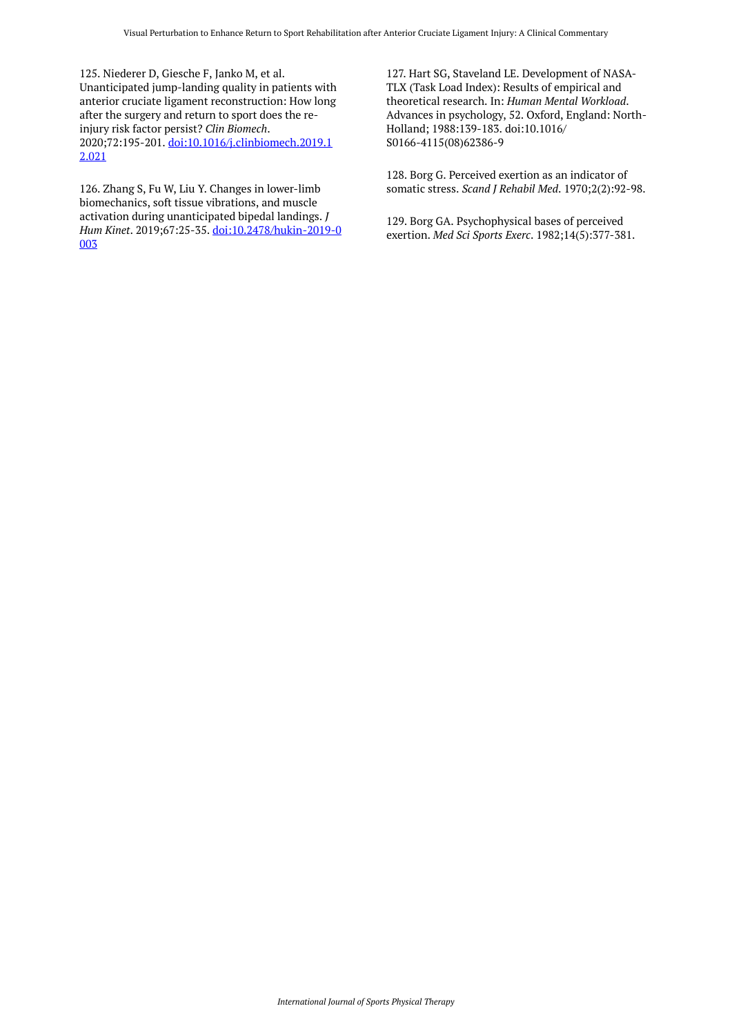125. Niederer D, Giesche F, Janko M, et al. Unanticipated jump-landing quality in patients with anterior cruciate ligament reconstruction: How long after the surgery and return to sport does the re-injury risk factor persist? *Clin Biomech*. 2020;72:195-201. doi:10.1016/j.clinbiomech.2019.12.021

126. Zhang S, Fu W, Liu Y. Changes in lower-limb biomechanics, soft tissue vibrations, and muscle activation during unanticipated bipedal landings. *J Hum Kinet*. 2019;67:25-35. doi:10.2478/hukin-2019-0003

127. Hart SG, Staveland LE. Development of NASA-TLX (Task Load Index): Results of empirical and theoretical research. In: *Human Mental Workload*. Advances in psychology, 52. Oxford, England: North-Holland; 1988:139-183. doi:10.1016/S0166-4115(08)62386-9

128. Borg G. Perceived exertion as an indicator of somatic stress. *Scand J Rehabil Med*. 1970;2(2):92-98.

129. Borg GA. Psychophysical bases of perceived exertion. *Med Sci Sports Exerc*. 1982;14(5):377-381.